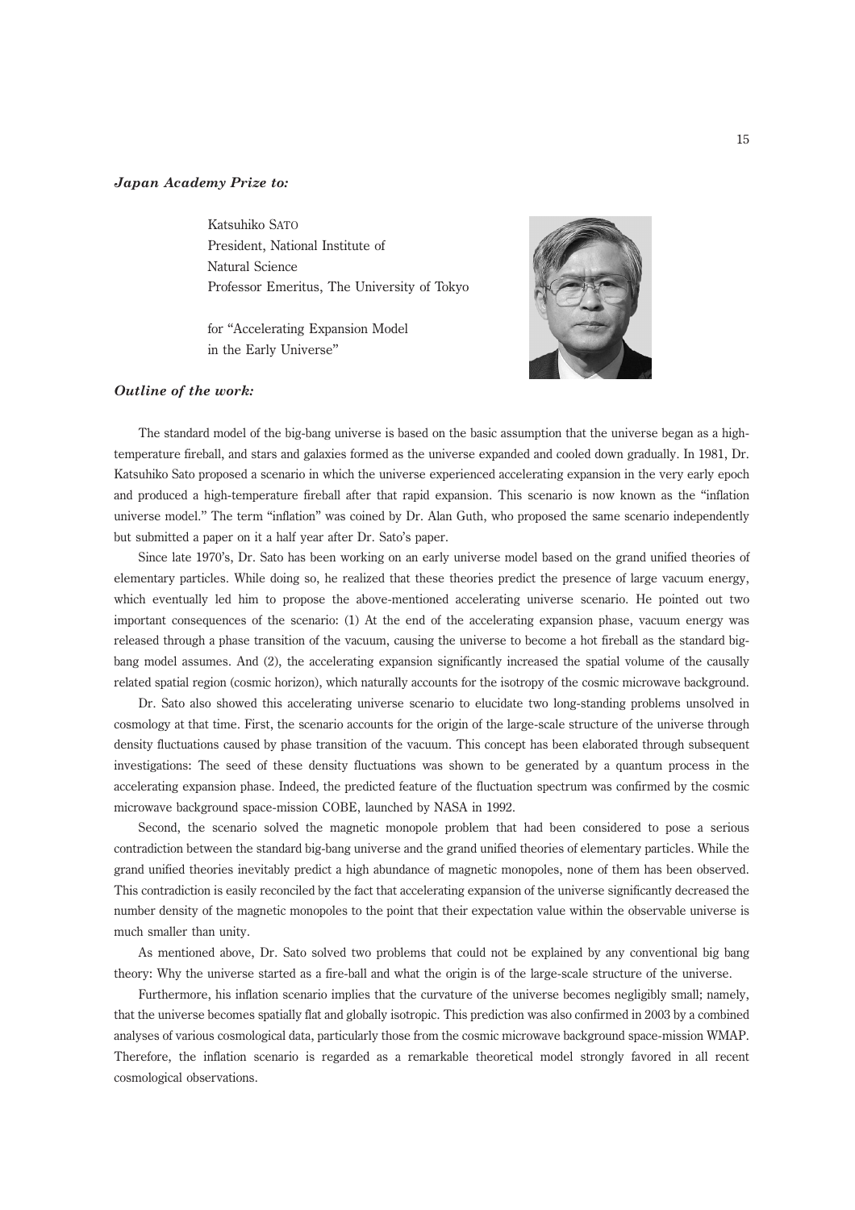***Japan Academy Prize to:***

Katsuhiko SATO
President, National Institute of Natural Science
Professor Emeritus, The University of Tokyo

for "Accelerating Expansion Model in the Early Universe"

***Outline of the work:***

The standard model of the big-bang universe is based on the basic assumption that the universe began as a high-temperature fireball, and stars and galaxies formed as the universe expanded and cooled down gradually. In 1981, Dr. Katsuhiko Sato proposed a scenario in which the universe experienced accelerating expansion in the very early epoch and produced a high-temperature fireball after that rapid expansion. This scenario is now known as the "inflation universe model." The term "inflation" was coined by Dr. Alan Guth, who proposed the same scenario independently but submitted a paper on it a half year after Dr. Sato's paper.

Since late 1970's, Dr. Sato has been working on an early universe model based on the grand unified theories of elementary particles. While doing so, he realized that these theories predict the presence of large vacuum energy, which eventually led him to propose the above-mentioned accelerating universe scenario. He pointed out two important consequences of the scenario: (1) At the end of the accelerating expansion phase, vacuum energy was released through a phase transition of the vacuum, causing the universe to become a hot fireball as the standard big-bang model assumes. And (2), the accelerating expansion significantly increased the spatial volume of the causally related spatial region (cosmic horizon), which naturally accounts for the isotropy of the cosmic microwave background.

Dr. Sato also showed this accelerating universe scenario to elucidate two long-standing problems unsolved in cosmology at that time. First, the scenario accounts for the origin of the large-scale structure of the universe through density fluctuations caused by phase transition of the vacuum. This concept has been elaborated through subsequent investigations: The seed of these density fluctuations was shown to be generated by a quantum process in the accelerating expansion phase. Indeed, the predicted feature of the fluctuation spectrum was confirmed by the cosmic microwave background space-mission COBE, launched by NASA in 1992.

Second, the scenario solved the magnetic monopole problem that had been considered to pose a serious contradiction between the standard big-bang universe and the grand unified theories of elementary particles. While the grand unified theories inevitably predict a high abundance of magnetic monopoles, none of them has been observed. This contradiction is easily reconciled by the fact that accelerating expansion of the universe significantly decreased the number density of the magnetic monopoles to the point that their expectation value within the observable universe is much smaller than unity.

As mentioned above, Dr. Sato solved two problems that could not be explained by any conventional big bang theory: Why the universe started as a fire-ball and what the origin is of the large-scale structure of the universe.

Furthermore, his inflation scenario implies that the curvature of the universe becomes negligibly small; namely, that the universe becomes spatially flat and globally isotropic. This prediction was also confirmed in 2003 by a combined analyses of various cosmological data, particularly those from the cosmic microwave background space-mission WMAP. Therefore, the inflation scenario is regarded as a remarkable theoretical model strongly favored in all recent cosmological observations.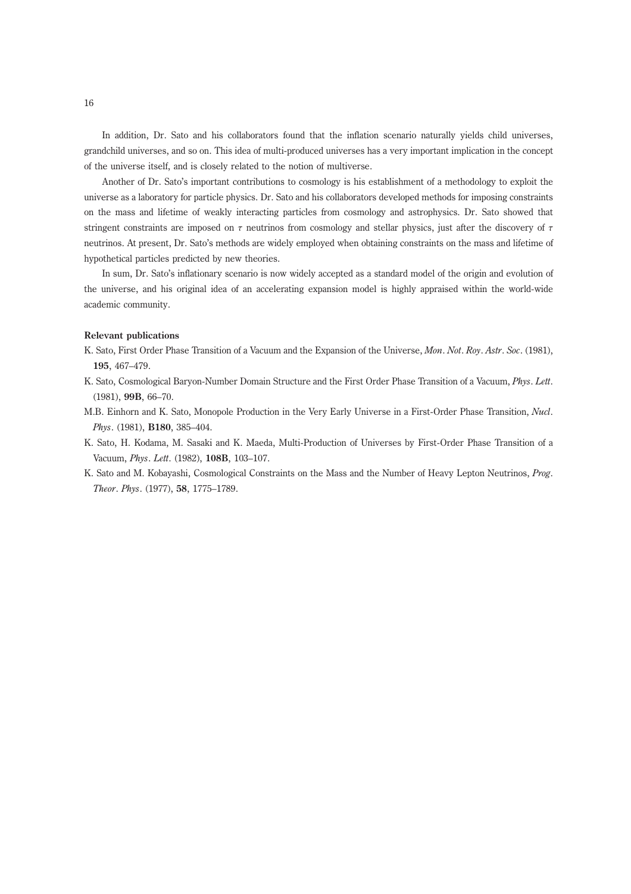In addition, Dr. Sato and his collaborators found that the inflation scenario naturally yields child universes, grandchild universes, and so on. This idea of multi-produced universes has a very important implication in the concept of the universe itself, and is closely related to the notion of multiverse.

Another of Dr. Sato's important contributions to cosmology is his establishment of a methodology to exploit the universe as a laboratory for particle physics. Dr. Sato and his collaborators developed methods for imposing constraints on the mass and lifetime of weakly interacting particles from cosmology and astrophysics. Dr. Sato showed that stringent constraints are imposed on $\tau$ neutrinos from cosmology and stellar physics, just after the discovery of $\tau$ neutrinos. At present, Dr. Sato's methods are widely employed when obtaining constraints on the mass and lifetime of hypothetical particles predicted by new theories.

In sum, Dr. Sato's inflationary scenario is now widely accepted as a standard model of the origin and evolution of the universe, and his original idea of an accelerating expansion model is highly appraised within the world-wide academic community.

**Relevant publications**

K. Sato, First Order Phase Transition of a Vacuum and the Expansion of the Universe, *Mon. Not. Roy. Astr. Soc.* (1981), **195**, 467–479.

K. Sato, Cosmological Baryon-Number Domain Structure and the First Order Phase Transition of a Vacuum, *Phys. Lett.* (1981), **99B**, 66–70.

M.B. Einhorn and K. Sato, Monopole Production in the Very Early Universe in a First-Order Phase Transition, *Nucl. Phys.* (1981), **B180**, 385–404.

K. Sato, H. Kodama, M. Sasaki and K. Maeda, Multi-Production of Universes by First-Order Phase Transition of a Vacuum, *Phys. Lett.* (1982), **108B**, 103–107.

K. Sato and M. Kobayashi, Cosmological Constraints on the Mass and the Number of Heavy Lepton Neutrinos, *Prog. Theor. Phys.* (1977), **58**, 1775–1789.